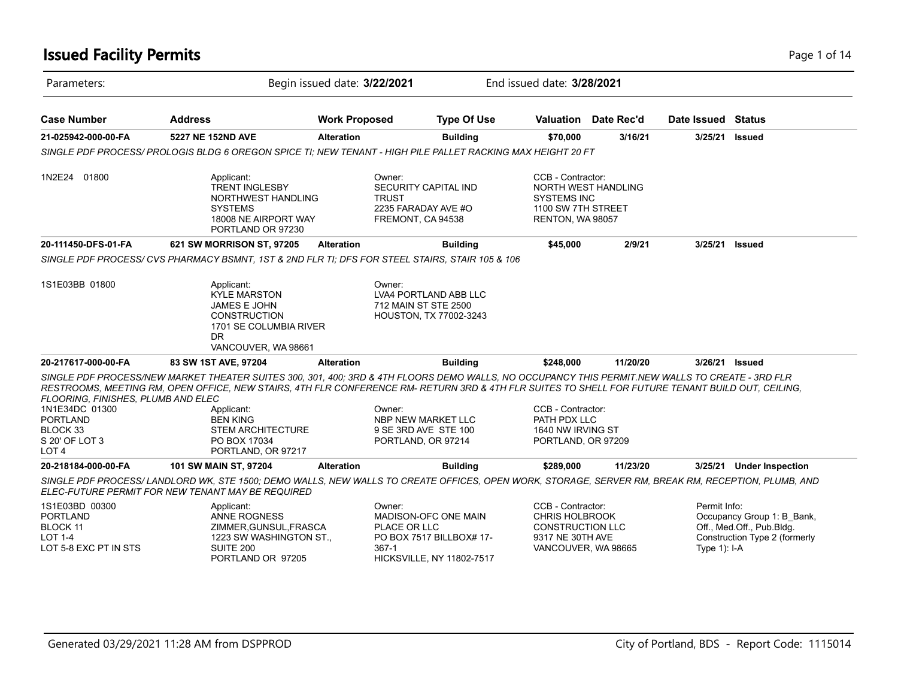# Issued Facility Permits

Parameters: Begin issued date: **3/22/2021** End issued date: **3/28/2021**

| Case Number | Address | Work Proposed | Type Of Use | Valuation | Date Rec'd | Date Issued | Status |
|---|---|---|---|---|---|---|---|
| **21-025942-000-00-FA** | **5227 NE 152ND AVE** | **Alteration** | **Building** | **$70,000** | **3/16/21** | **3/25/21** | **Issued** |

*SINGLE PDF PROCESS/ PROLOGIS BLDG 6 OREGON SPICE TI; NEW TENANT - HIGH PILE PALLET RACKING MAX HEIGHT 20 FT*

1N2E24 01800

Applicant:
TRENT INGLESBY
NORTHWEST HANDLING SYSTEMS
18008 NE AIRPORT WAY
PORTLAND OR 97230

Owner:
SECURITY CAPITAL IND TRUST
2235 FARADAY AVE #O
FREMONT, CA 94538

CCB - Contractor:
NORTH WEST HANDLING SYSTEMS INC
1100 SW 7TH STREET
RENTON, WA 98057

| Case Number | Address | Work Proposed | Type Of Use | Valuation | Date Rec'd | Date Issued | Status |
|---|---|---|---|---|---|---|---|
| **20-111450-DFS-01-FA** | **621 SW MORRISON ST, 97205** | **Alteration** | **Building** | **$45,000** | **2/9/21** | **3/25/21** | **Issued** |

*SINGLE PDF PROCESS/ CVS PHARMACY BSMNT, 1ST & 2ND FLR TI; DFS FOR STEEL STAIRS, STAIR 105 & 106*

1S1E03BB 01800

Applicant:
KYLE MARSTON
JAMES E JOHN CONSTRUCTION
1701 SE COLUMBIA RIVER DR
VANCOUVER, WA 98661

Owner:
LVA4 PORTLAND ABB LLC
712 MAIN ST STE 2500
HOUSTON, TX 77002-3243

| Case Number | Address | Work Proposed | Type Of Use | Valuation | Date Rec'd | Date Issued | Status |
|---|---|---|---|---|---|---|---|
| **20-217617-000-00-FA** | **83 SW 1ST AVE, 97204** | **Alteration** | **Building** | **$248,000** | **11/20/20** | **3/26/21** | **Issued** |

*SINGLE PDF PROCESS/NEW MARKET THEATER SUITES 300, 301, 400; 3RD & 4TH FLOORS DEMO WALLS, NO OCCUPANCY THIS PERMIT.NEW WALLS TO CREATE - 3RD FLR RESTROOMS, MEETING RM, OPEN OFFICE, NEW STAIRS, 4TH FLR CONFERENCE RM- RETURN 3RD & 4TH FLR SUITES TO SHELL FOR FUTURE TENANT BUILD OUT, CEILING, FLOORING, FINISHES, PLUMB AND ELEC*

1N1E34DC 01300
PORTLAND
BLOCK 33
S 20' OF LOT 3
LOT 4

Applicant:
BEN KING
STEM ARCHITECTURE
PO BOX 17034
PORTLAND, OR 97217

Owner:
NBP NEW MARKET LLC
9 SE 3RD AVE STE 100
PORTLAND, OR 97214

CCB - Contractor:
PATH PDX LLC
1640 NW IRVING ST
PORTLAND, OR 97209

| Case Number | Address | Work Proposed | Type Of Use | Valuation | Date Rec'd | Date Issued | Status |
|---|---|---|---|---|---|---|---|
| **20-218184-000-00-FA** | **101 SW MAIN ST, 97204** | **Alteration** | **Building** | **$289,000** | **11/23/20** | **3/25/21** | **Under Inspection** |

*SINGLE PDF PROCESS/ LANDLORD WK, STE 1500; DEMO WALLS, NEW WALLS TO CREATE OFFICES, OPEN WORK, STORAGE, SERVER RM, BREAK RM, RECEPTION, PLUMB, AND ELEC-FUTURE PERMIT FOR NEW TENANT MAY BE REQUIRED*

1S1E03BD 00300
PORTLAND
BLOCK 11
LOT 1-4
LOT 5-8 EXC PT IN STS

Applicant:
ANNE ROGNESS
ZIMMER,GUNSUL,FRASCA
1223 SW WASHINGTON ST., SUITE 200
PORTLAND OR 97205

Owner:
MADISON-OFC ONE MAIN PLACE OR LLC
PO BOX 7517 BILLBOX# 17-367-1
HICKSVILLE, NY 11802-7517

CCB - Contractor:
CHRIS HOLBROOK
CONSTRUCTION LLC
9317 NE 30TH AVE
VANCOUVER, WA 98665

Permit Info:
Occupancy Group 1: B_Bank, Off., Med.Off., Pub.Bldg.
Construction Type 2 (formerly Type 1): I-A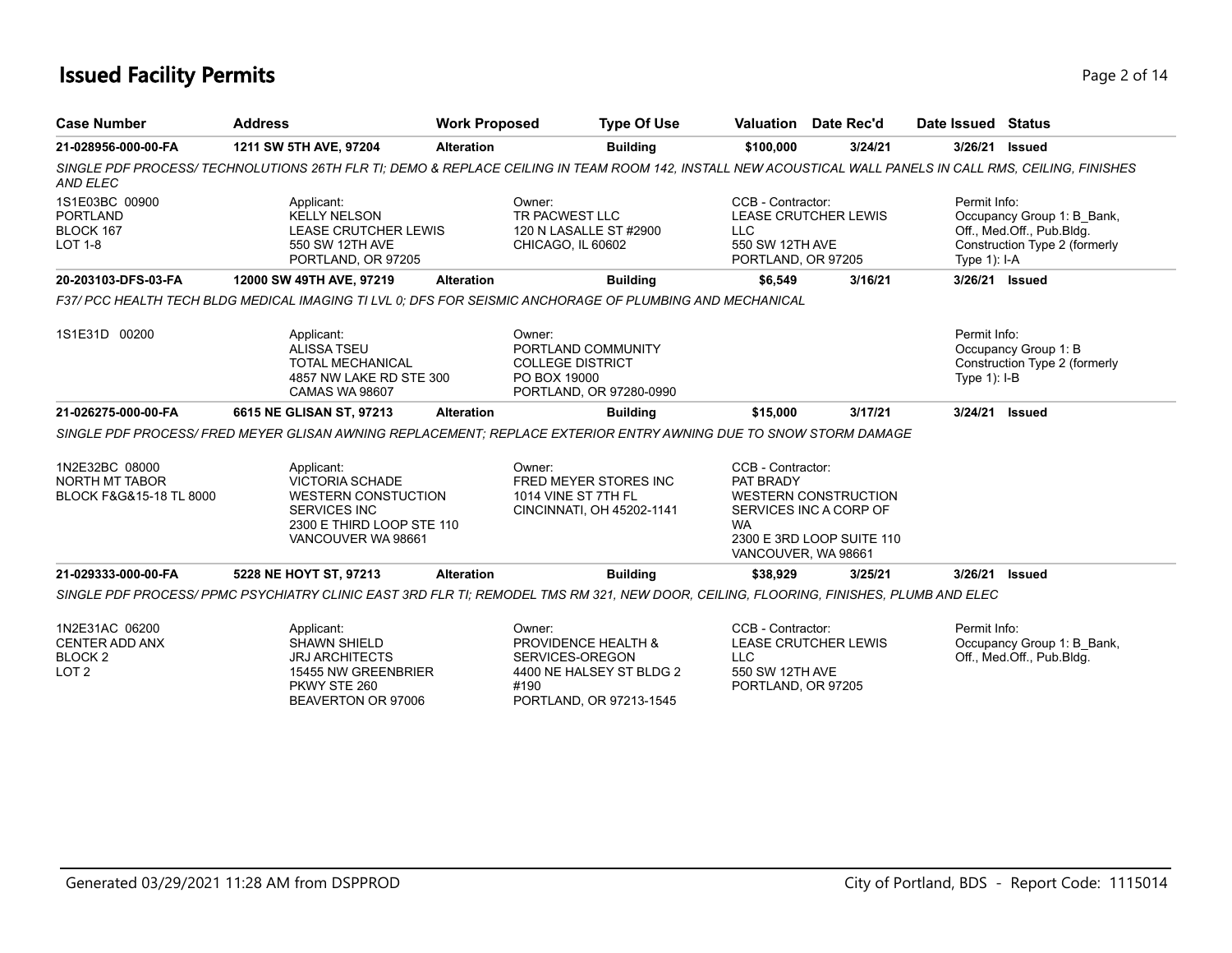# Issued Facility Permits

| Case Number | Address | Work Proposed | Type Of Use | Valuation | Date Rec'd | Date Issued | Status |
|---|---|---|---|---|---|---|---|
| **21-028956-000-00-FA** | **1211 SW 5TH AVE, 97204** | **Alteration** | **Building** | **$100,000** | **3/24/21** | **3/26/21** | **Issued** |

*SINGLE PDF PROCESS/ TECHNOLUTIONS 26TH FLR TI; DEMO & REPLACE CEILING IN TEAM ROOM 142, INSTALL NEW ACOUSTICAL WALL PANELS IN CALL RMS, CEILING, FINISHES AND ELEC*

1S1E03BC 00900
PORTLAND
BLOCK 167
LOT 1-8

Applicant:
KELLY NELSON
LEASE CRUTCHER LEWIS
550 SW 12TH AVE
PORTLAND, OR 97205

Owner:
TR PACWEST LLC
120 N LASALLE ST #2900
CHICAGO, IL 60602

CCB - Contractor:
LEASE CRUTCHER LEWIS LLC
550 SW 12TH AVE
PORTLAND, OR 97205

Permit Info:
Occupancy Group 1: B_Bank, Off., Med.Off., Pub.Bldg.
Construction Type 2 (formerly Type 1): I-A

| Case Number | Address | Work Proposed | Type Of Use | Valuation | Date Rec'd | Date Issued | Status |
|---|---|---|---|---|---|---|---|
| **20-203103-DFS-03-FA** | **12000 SW 49TH AVE, 97219** | **Alteration** | **Building** | **$6,549** | **3/16/21** | **3/26/21** | **Issued** |

*F37/ PCC HEALTH TECH BLDG MEDICAL IMAGING TI LVL 0; DFS FOR SEISMIC ANCHORAGE OF PLUMBING AND MECHANICAL*

1S1E31D 00200

Applicant:
ALISSA TSEU
TOTAL MECHANICAL
4857 NW LAKE RD STE 300
CAMAS WA 98607

Owner:
PORTLAND COMMUNITY COLLEGE DISTRICT
PO BOX 19000
PORTLAND, OR 97280-0990

Permit Info:
Occupancy Group 1: B
Construction Type 2 (formerly Type 1): I-B

| Case Number | Address | Work Proposed | Type Of Use | Valuation | Date Rec'd | Date Issued | Status |
|---|---|---|---|---|---|---|---|
| **21-026275-000-00-FA** | **6615 NE GLISAN ST, 97213** | **Alteration** | **Building** | **$15,000** | **3/17/21** | **3/24/21** | **Issued** |

*SINGLE PDF PROCESS/ FRED MEYER GLISAN AWNING REPLACEMENT; REPLACE EXTERIOR ENTRY AWNING DUE TO SNOW STORM DAMAGE*

1N2E32BC 08000
NORTH MT TABOR
BLOCK F&G&15-18 TL 8000

Applicant:
VICTORIA SCHADE
WESTERN CONSTUCTION SERVICES INC
2300 E THIRD LOOP STE 110
VANCOUVER WA 98661

Owner:
FRED MEYER STORES INC
1014 VINE ST 7TH FL
CINCINNATI, OH 45202-1141

CCB - Contractor:
PAT BRADY
WESTERN CONSTRUCTION SERVICES INC A CORP OF WA
2300 E 3RD LOOP SUITE 110
VANCOUVER, WA 98661

| Case Number | Address | Work Proposed | Type Of Use | Valuation | Date Rec'd | Date Issued | Status |
|---|---|---|---|---|---|---|---|
| **21-029333-000-00-FA** | **5228 NE HOYT ST, 97213** | **Alteration** | **Building** | **$38,929** | **3/25/21** | **3/26/21** | **Issued** |

*SINGLE PDF PROCESS/ PPMC PSYCHIATRY CLINIC EAST 3RD FLR TI; REMODEL TMS RM 321, NEW DOOR, CEILING, FLOORING, FINISHES, PLUMB AND ELEC*

1N2E31AC 06200
CENTER ADD ANX
BLOCK 2
LOT 2

Applicant:
SHAWN SHIELD
JRJ ARCHITECTS
15455 NW GREENBRIER PKWY STE 260
BEAVERTON OR 97006

Owner:
PROVIDENCE HEALTH & SERVICES-OREGON
4400 NE HALSEY ST BLDG 2 #190
PORTLAND, OR 97213-1545

CCB - Contractor:
LEASE CRUTCHER LEWIS LLC
550 SW 12TH AVE
PORTLAND, OR 97205

Permit Info:
Occupancy Group 1: B_Bank, Off., Med.Off., Pub.Bldg.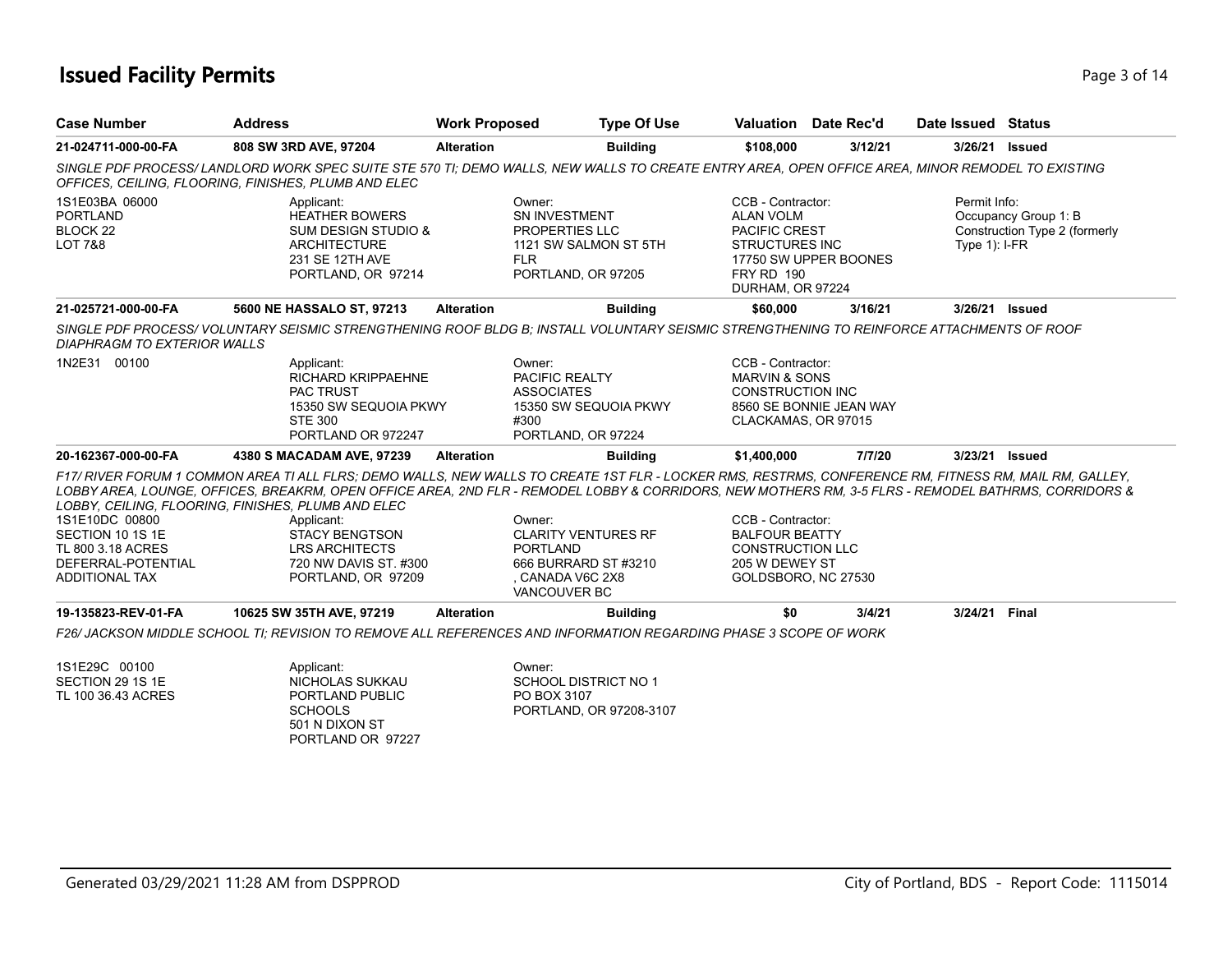# Issued Facility Permits

| Case Number | Address | Work Proposed | Type Of Use | Valuation | Date Rec'd | Date Issued | Status |
|---|---|---|---|---|---|---|---|
| 21-024711-000-00-FA | 808 SW 3RD AVE, 97204 | Alteration | Building | $108,000 | 3/12/21 | 3/26/21 | Issued |

*SINGLE PDF PROCESS/ LANDLORD WORK SPEC SUITE STE 570 TI; DEMO WALLS, NEW WALLS TO CREATE ENTRY AREA, OPEN OFFICE AREA, MINOR REMODEL TO EXISTING OFFICES, CEILING, FLOORING, FINISHES, PLUMB AND ELEC*

1S1E03BA 06000
PORTLAND
BLOCK 22
LOT 7&8

Applicant:
HEATHER BOWERS
SUM DESIGN STUDIO & ARCHITECTURE
231 SE 12TH AVE
PORTLAND, OR 97214

Owner:
SN INVESTMENT PROPERTIES LLC
1121 SW SALMON ST 5TH FLR
PORTLAND, OR 97205

CCB - Contractor:
ALAN VOLM
PACIFIC CREST STRUCTURES INC
17750 SW UPPER BOONES FRY RD 190
DURHAM, OR 97224

Permit Info:
Occupancy Group 1: B
Construction Type 2 (formerly Type 1): I-FR

| Case Number | Address | Work Proposed | Type Of Use | Valuation | Date Rec'd | Date Issued | Status |
|---|---|---|---|---|---|---|---|
| 21-025721-000-00-FA | 5600 NE HASSALO ST, 97213 | Alteration | Building | $60,000 | 3/16/21 | 3/26/21 | Issued |

*SINGLE PDF PROCESS/ VOLUNTARY SEISMIC STRENGTHENING ROOF BLDG B; INSTALL VOLUNTARY SEISMIC STRENGTHENING TO REINFORCE ATTACHMENTS OF ROOF DIAPHRAGM TO EXTERIOR WALLS*

1N2E31 00100

Applicant:
RICHARD KRIPPAEHNE
PAC TRUST
15350 SW SEQUOIA PKWY STE 300
PORTLAND OR 972247

Owner:
PACIFIC REALTY ASSOCIATES
15350 SW SEQUOIA PKWY #300
PORTLAND, OR 97224

CCB - Contractor:
MARVIN & SONS CONSTRUCTION INC
8560 SE BONNIE JEAN WAY
CLACKAMAS, OR 97015

| Case Number | Address | Work Proposed | Type Of Use | Valuation | Date Rec'd | Date Issued | Status |
|---|---|---|---|---|---|---|---|
| 20-162367-000-00-FA | 4380 S MACADAM AVE, 97239 | Alteration | Building | $1,400,000 | 7/7/20 | 3/23/21 | Issued |

*F17/ RIVER FORUM 1 COMMON AREA TI ALL FLRS; DEMO WALLS, NEW WALLS TO CREATE 1ST FLR - LOCKER RMS, RESTRMS, CONFERENCE RM, FITNESS RM, MAIL RM, GALLEY, LOBBY AREA, LOUNGE, OFFICES, BREAKRM, OPEN OFFICE AREA, 2ND FLR - REMODEL LOBBY & CORRIDORS, NEW MOTHERS RM, 3-5 FLRS - REMODEL BATHRMS, CORRIDORS & LOBBY, CEILING, FLOORING, FINISHES, PLUMB AND ELEC*

1S1E10DC 00800
SECTION 10 1S 1E
TL 800 3.18 ACRES
DEFERRAL-POTENTIAL ADDITIONAL TAX

Applicant:
STACY BENGTSON
LRS ARCHITECTS
720 NW DAVIS ST. #300
PORTLAND, OR 97209

Owner:
CLARITY VENTURES RF PORTLAND
666 BURRARD ST #3210
, CANADA V6C 2X8
VANCOUVER BC

CCB - Contractor:
BALFOUR BEATTY CONSTRUCTION LLC
205 W DEWEY ST
GOLDSBORO, NC 27530

| Case Number | Address | Work Proposed | Type Of Use | Valuation | Date Rec'd | Date Issued | Status |
|---|---|---|---|---|---|---|---|
| 19-135823-REV-01-FA | 10625 SW 35TH AVE, 97219 | Alteration | Building | $0 | 3/4/21 | 3/24/21 | Final |

*F26/ JACKSON MIDDLE SCHOOL TI; REVISION TO REMOVE ALL REFERENCES AND INFORMATION REGARDING PHASE 3 SCOPE OF WORK*

1S1E29C 00100
SECTION 29 1S 1E
TL 100 36.43 ACRES

Applicant:
NICHOLAS SUKKAU
PORTLAND PUBLIC SCHOOLS
501 N DIXON ST
PORTLAND OR 97227

Owner:
SCHOOL DISTRICT NO 1
PO BOX 3107
PORTLAND, OR 97208-3107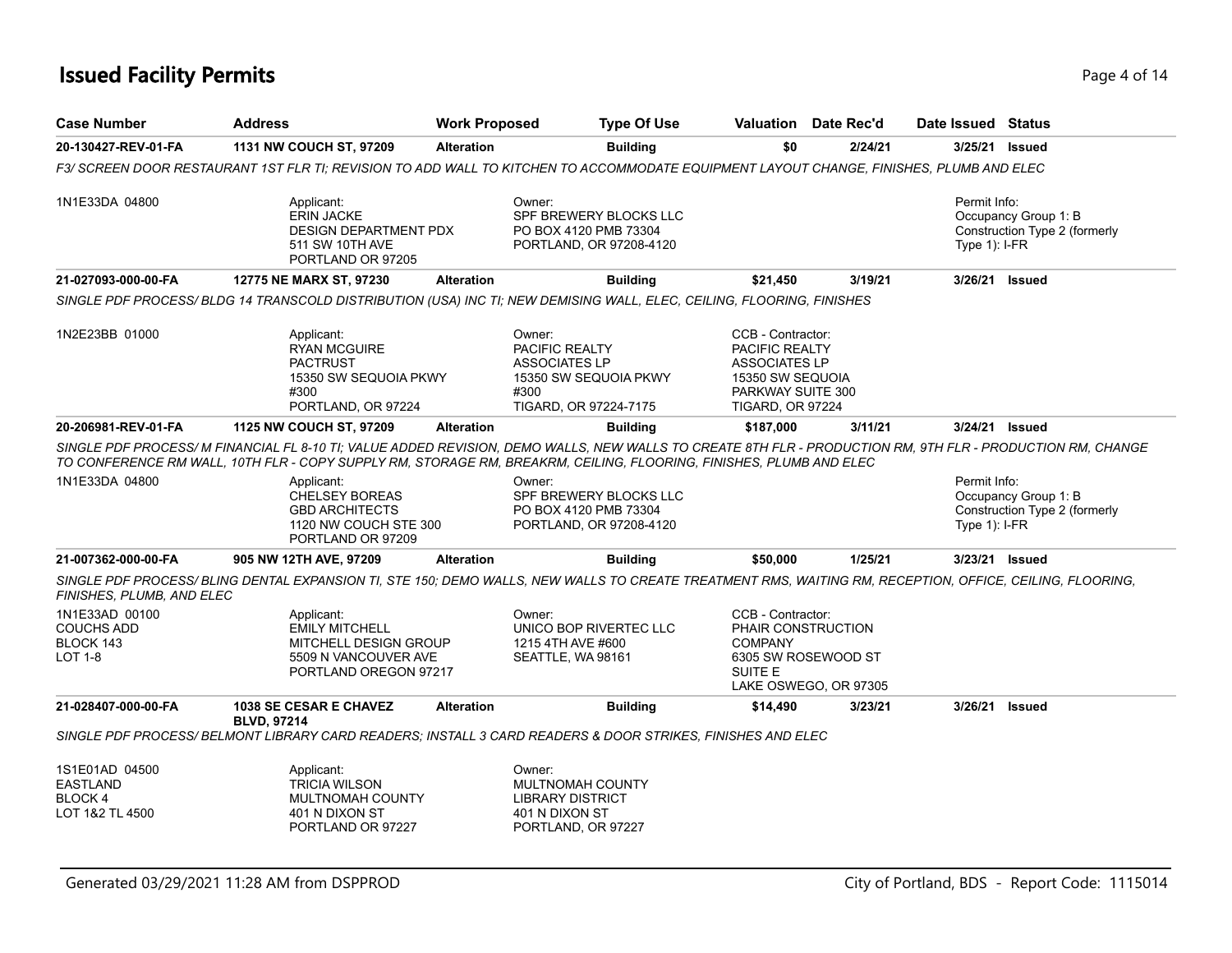# Issued Facility Permits

| Case Number | Address | Work Proposed | Type Of Use | Valuation | Date Rec'd | Date Issued | Status |
|---|---|---|---|---|---|---|---|
| **20-130427-REV-01-FA** | **1131 NW COUCH ST, 97209** | **Alteration** | **Building** | **$0** | **2/24/21** | **3/25/21** | **Issued** |

*F3/ SCREEN DOOR RESTAURANT 1ST FLR TI; REVISION TO ADD WALL TO KITCHEN TO ACCOMMODATE EQUIPMENT LAYOUT CHANGE, FINISHES, PLUMB AND ELEC*

1N1E33DA 04800

Applicant:
ERIN JACKE
DESIGN DEPARTMENT PDX
511 SW 10TH AVE
PORTLAND OR 97205

Owner:
SPF BREWERY BLOCKS LLC
PO BOX 4120 PMB 73304
PORTLAND, OR 97208-4120

Permit Info:
Occupancy Group 1: B
Construction Type 2 (formerly Type 1): I-FR

| Case Number | Address | Work Proposed | Type Of Use | Valuation | Date Rec'd | Date Issued | Status |
|---|---|---|---|---|---|---|---|
| **21-027093-000-00-FA** | **12775 NE MARX ST, 97230** | **Alteration** | **Building** | **$21,450** | **3/19/21** | **3/26/21** | **Issued** |

*SINGLE PDF PROCESS/ BLDG 14 TRANSCOLD DISTRIBUTION (USA) INC TI; NEW DEMISING WALL, ELEC, CEILING, FLOORING, FINISHES*

1N2E23BB 01000

Applicant:
RYAN MCGUIRE
PACTRUST
15350 SW SEQUOIA PKWY
#300
PORTLAND, OR 97224

Owner:
PACIFIC REALTY
ASSOCIATES LP
15350 SW SEQUOIA PKWY
#300
TIGARD, OR 97224-7175

CCB - Contractor:
PACIFIC REALTY
ASSOCIATES LP
15350 SW SEQUOIA
PARKWAY SUITE 300
TIGARD, OR 97224

| Case Number | Address | Work Proposed | Type Of Use | Valuation | Date Rec'd | Date Issued | Status |
|---|---|---|---|---|---|---|---|
| **20-206981-REV-01-FA** | **1125 NW COUCH ST, 97209** | **Alteration** | **Building** | **$187,000** | **3/11/21** | **3/24/21** | **Issued** |

*SINGLE PDF PROCESS/ M FINANCIAL FL 8-10 TI; VALUE ADDED REVISION, DEMO WALLS, NEW WALLS TO CREATE 8TH FLR - PRODUCTION RM, 9TH FLR - PRODUCTION RM, CHANGE TO CONFERENCE RM WALL, 10TH FLR - COPY SUPPLY RM, STORAGE RM, BREAKRM, CEILING, FLOORING, FINISHES, PLUMB AND ELEC*

1N1E33DA 04800

Applicant:
CHELSEY BOREAS
GBD ARCHITECTS
1120 NW COUCH STE 300
PORTLAND OR 97209

Owner:
SPF BREWERY BLOCKS LLC
PO BOX 4120 PMB 73304
PORTLAND, OR 97208-4120

Permit Info:
Occupancy Group 1: B
Construction Type 2 (formerly Type 1): I-FR

| Case Number | Address | Work Proposed | Type Of Use | Valuation | Date Rec'd | Date Issued | Status |
|---|---|---|---|---|---|---|---|
| **21-007362-000-00-FA** | **905 NW 12TH AVE, 97209** | **Alteration** | **Building** | **$50,000** | **1/25/21** | **3/23/21** | **Issued** |

*SINGLE PDF PROCESS/ BLING DENTAL EXPANSION TI, STE 150; DEMO WALLS, NEW WALLS TO CREATE TREATMENT RMS, WAITING RM, RECEPTION, OFFICE, CEILING, FLOORING, FINISHES, PLUMB, AND ELEC*

1N1E33AD 00100
COUCHS ADD
BLOCK 143
LOT 1-8

Applicant:
EMILY MITCHELL
MITCHELL DESIGN GROUP
5509 N VANCOUVER AVE
PORTLAND OREGON 97217

Owner:
UNICO BOP RIVERTEC LLC
1215 4TH AVE #600
SEATTLE, WA 98161

CCB - Contractor:
PHAIR CONSTRUCTION
COMPANY
6305 SW ROSEWOOD ST
SUITE E
LAKE OSWEGO, OR 97305

| Case Number | Address | Work Proposed | Type Of Use | Valuation | Date Rec'd | Date Issued | Status |
|---|---|---|---|---|---|---|---|
| **21-028407-000-00-FA** | **1038 SE CESAR E CHAVEZ BLVD, 97214** | **Alteration** | **Building** | **$14,490** | **3/23/21** | **3/26/21** | **Issued** |

*SINGLE PDF PROCESS/ BELMONT LIBRARY CARD READERS; INSTALL 3 CARD READERS & DOOR STRIKES, FINISHES AND ELEC*

1S1E01AD 04500
EASTLAND
BLOCK 4
LOT 1&2 TL 4500

Applicant:
TRICIA WILSON
MULTNOMAH COUNTY
401 N DIXON ST
PORTLAND OR 97227

Owner:
MULTNOMAH COUNTY
LIBRARY DISTRICT
401 N DIXON ST
PORTLAND, OR 97227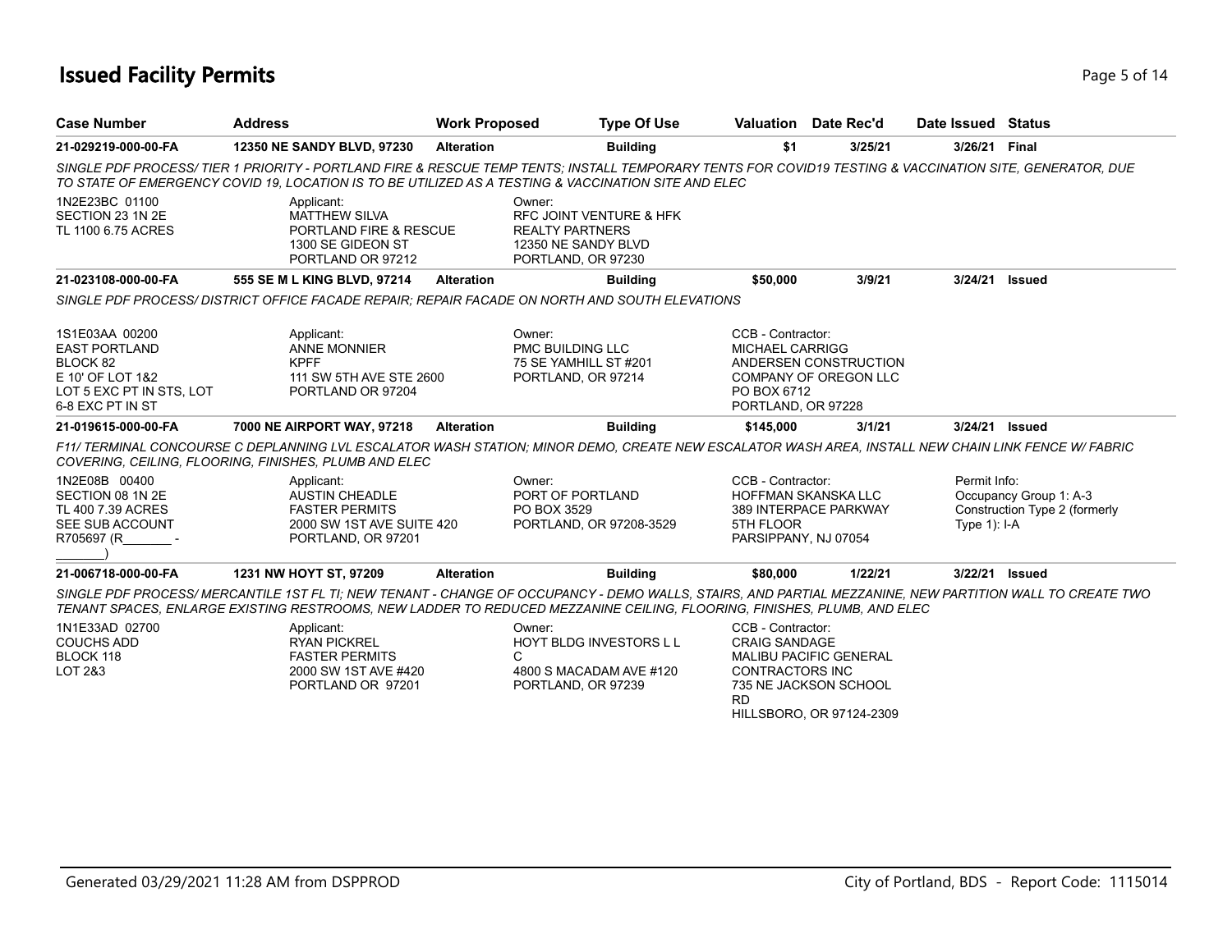# Issued Facility Permits

| Case Number | Address | Work Proposed | Type Of Use | Valuation | Date Rec'd | Date Issued | Status |
|---|---|---|---|---|---|---|---|
| 21-029219-000-00-FA | 12350 NE SANDY BLVD, 97230 | Alteration | Building | $1 | 3/25/21 | 3/26/21 | Final |

*SINGLE PDF PROCESS/ TIER 1 PRIORITY - PORTLAND FIRE & RESCUE TEMP TENTS; INSTALL TEMPORARY TENTS FOR COVID19 TESTING & VACCINATION SITE, GENERATOR, DUE TO STATE OF EMERGENCY COVID 19, LOCATION IS TO BE UTILIZED AS A TESTING & VACCINATION SITE AND ELEC*

1N2E23BC 01100
SECTION 23 1N 2E
TL 1100 6.75 ACRES

Applicant:
MATTHEW SILVA
PORTLAND FIRE & RESCUE
1300 SE GIDEON ST
PORTLAND OR 97212

Owner:
RFC JOINT VENTURE & HFK
REALTY PARTNERS
12350 NE SANDY BLVD
PORTLAND, OR 97230

| Case Number | Address | Work Proposed | Type Of Use | Valuation | Date Rec'd | Date Issued | Status |
|---|---|---|---|---|---|---|---|
| 21-023108-000-00-FA | 555 SE M L KING BLVD, 97214 | Alteration | Building | $50,000 | 3/9/21 | 3/24/21 | Issued |

*SINGLE PDF PROCESS/ DISTRICT OFFICE FACADE REPAIR; REPAIR FACADE ON NORTH AND SOUTH ELEVATIONS*

1S1E03AA 00200
EAST PORTLAND
BLOCK 82
E 10' OF LOT 1&2
LOT 5 EXC PT IN STS, LOT 6-8 EXC PT IN ST

Applicant:
ANNE MONNIER
KPFF
111 SW 5TH AVE STE 2600
PORTLAND OR 97204

Owner:
PMC BUILDING LLC
75 SE YAMHILL ST #201
PORTLAND, OR 97214

CCB - Contractor:
MICHAEL CARRIGG
ANDERSEN CONSTRUCTION
COMPANY OF OREGON LLC
PO BOX 6712
PORTLAND, OR 97228

| Case Number | Address | Work Proposed | Type Of Use | Valuation | Date Rec'd | Date Issued | Status |
|---|---|---|---|---|---|---|---|
| 21-019615-000-00-FA | 7000 NE AIRPORT WAY, 97218 | Alteration | Building | $145,000 | 3/1/21 | 3/24/21 | Issued |

*F11/ TERMINAL CONCOURSE C DEPLANNING LVL ESCALATOR WASH STATION; MINOR DEMO, CREATE NEW ESCALATOR WASH AREA, INSTALL NEW CHAIN LINK FENCE W/ FABRIC COVERING, CEILING, FLOORING, FINISHES, PLUMB AND ELEC*

1N2E08B 00400
SECTION 08 1N 2E
TL 400 7.39 ACRES
SEE SUB ACCOUNT
R705697 (R_______ - _______)

Applicant:
AUSTIN CHEADLE
FASTER PERMITS
2000 SW 1ST AVE SUITE 420
PORTLAND, OR 97201

Owner:
PORT OF PORTLAND
PO BOX 3529
PORTLAND, OR 97208-3529

CCB - Contractor:
HOFFMAN SKANSKA LLC
389 INTERPACE PARKWAY
5TH FLOOR
PARSIPPANY, NJ 07054

Permit Info:
Occupancy Group 1: A-3
Construction Type 2 (formerly Type 1): I-A

| Case Number | Address | Work Proposed | Type Of Use | Valuation | Date Rec'd | Date Issued | Status |
|---|---|---|---|---|---|---|---|
| 21-006718-000-00-FA | 1231 NW HOYT ST, 97209 | Alteration | Building | $80,000 | 1/22/21 | 3/22/21 | Issued |

*SINGLE PDF PROCESS/ MERCANTILE 1ST FL TI; NEW TENANT - CHANGE OF OCCUPANCY - DEMO WALLS, STAIRS, AND PARTIAL MEZZANINE, NEW PARTITION WALL TO CREATE TWO TENANT SPACES, ENLARGE EXISTING RESTROOMS, NEW LADDER TO REDUCED MEZZANINE CEILING, FLOORING, FINISHES, PLUMB, AND ELEC*

1N1E33AD 02700
COUCHS ADD
BLOCK 118
LOT 2&3

Applicant:
RYAN PICKREL
FASTER PERMITS
2000 SW 1ST AVE #420
PORTLAND OR 97201

Owner:
HOYT BLDG INVESTORS L L C
4800 S MACADAM AVE #120
PORTLAND, OR 97239

CCB - Contractor:
CRAIG SANDAGE
MALIBU PACIFIC GENERAL
CONTRACTORS INC
735 NE JACKSON SCHOOL RD
HILLSBORO, OR 97124-2309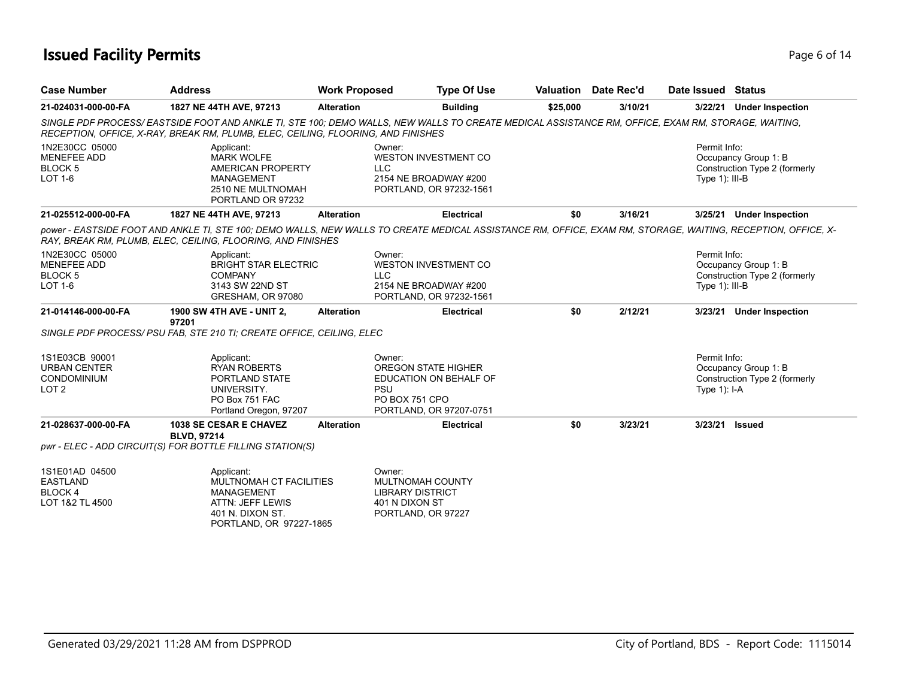# Issued Facility Permits

| Case Number | Address | Work Proposed | Type Of Use | Valuation | Date Rec'd | Date Issued | Status |
|---|---|---|---|---|---|---|---|
| **21-024031-000-00-FA** | **1827 NE 44TH AVE, 97213** | **Alteration** | **Building** | **$25,000** | **3/10/21** | **3/22/21** | **Under Inspection** |

*SINGLE PDF PROCESS/ EASTSIDE FOOT AND ANKLE TI, STE 100; DEMO WALLS, NEW WALLS TO CREATE MEDICAL ASSISTANCE RM, OFFICE, EXAM RM, STORAGE, WAITING, RECEPTION, OFFICE, X-RAY, BREAK RM, PLUMB, ELEC, CEILING, FLOORING, AND FINISHES*

1N2E30CC 05000
MENEFEE ADD
BLOCK 5
LOT 1-6

Applicant:
MARK WOLFE
AMERICAN PROPERTY MANAGEMENT
2510 NE MULTNOMAH
PORTLAND OR 97232

Owner:
WESTON INVESTMENT CO LLC
2154 NE BROADWAY #200
PORTLAND, OR 97232-1561

Permit Info:
Occupancy Group 1: B
Construction Type 2 (formerly Type 1): III-B

| Case Number | Address | Work Proposed | Type Of Use | Valuation | Date Rec'd | Date Issued | Status |
|---|---|---|---|---|---|---|---|
| **21-025512-000-00-FA** | **1827 NE 44TH AVE, 97213** | **Alteration** | **Electrical** | **$0** | **3/16/21** | **3/25/21** | **Under Inspection** |

*power - EASTSIDE FOOT AND ANKLE TI, STE 100; DEMO WALLS, NEW WALLS TO CREATE MEDICAL ASSISTANCE RM, OFFICE, EXAM RM, STORAGE, WAITING, RECEPTION, OFFICE, X-RAY, BREAK RM, PLUMB, ELEC, CEILING, FLOORING, AND FINISHES*

1N2E30CC 05000
MENEFEE ADD
BLOCK 5
LOT 1-6

Applicant:
BRIGHT STAR ELECTRIC COMPANY
3143 SW 22ND ST
GRESHAM, OR 97080

Owner:
WESTON INVESTMENT CO LLC
2154 NE BROADWAY #200
PORTLAND, OR 97232-1561

Permit Info:
Occupancy Group 1: B
Construction Type 2 (formerly Type 1): III-B

| Case Number | Address | Work Proposed | Type Of Use | Valuation | Date Rec'd | Date Issued | Status |
|---|---|---|---|---|---|---|---|
| **21-014146-000-00-FA** | **1900 SW 4TH AVE - UNIT 2, 97201** | **Alteration** | **Electrical** | **$0** | **2/12/21** | **3/23/21** | **Under Inspection** |

*SINGLE PDF PROCESS/ PSU FAB, STE 210 TI; CREATE OFFICE, CEILING, ELEC*

1S1E03CB 90001
URBAN CENTER CONDOMINIUM
LOT 2

Applicant:
RYAN ROBERTS
PORTLAND STATE UNIVERSITY.
PO Box 751 FAC
Portland Oregon, 97207

Owner:
OREGON STATE HIGHER EDUCATION ON BEHALF OF PSU
PO BOX 751 CPO
PORTLAND, OR 97207-0751

Permit Info:
Occupancy Group 1: B
Construction Type 2 (formerly Type 1): I-A

| Case Number | Address | Work Proposed | Type Of Use | Valuation | Date Rec'd | Date Issued | Status |
|---|---|---|---|---|---|---|---|
| **21-028637-000-00-FA** | **1038 SE CESAR E CHAVEZ BLVD, 97214** | **Alteration** | **Electrical** | **$0** | **3/23/21** | **3/23/21** | **Issued** |

*pwr - ELEC - ADD CIRCUIT(S) FOR BOTTLE FILLING STATION(S)*

1S1E01AD 04500
EASTLAND
BLOCK 4
LOT 1&2 TL 4500

Applicant:
MULTNOMAH CT FACILITIES MANAGEMENT
ATTN: JEFF LEWIS
401 N. DIXON ST.
PORTLAND, OR 97227-1865

Owner:
MULTNOMAH COUNTY LIBRARY DISTRICT
401 N DIXON ST
PORTLAND, OR 97227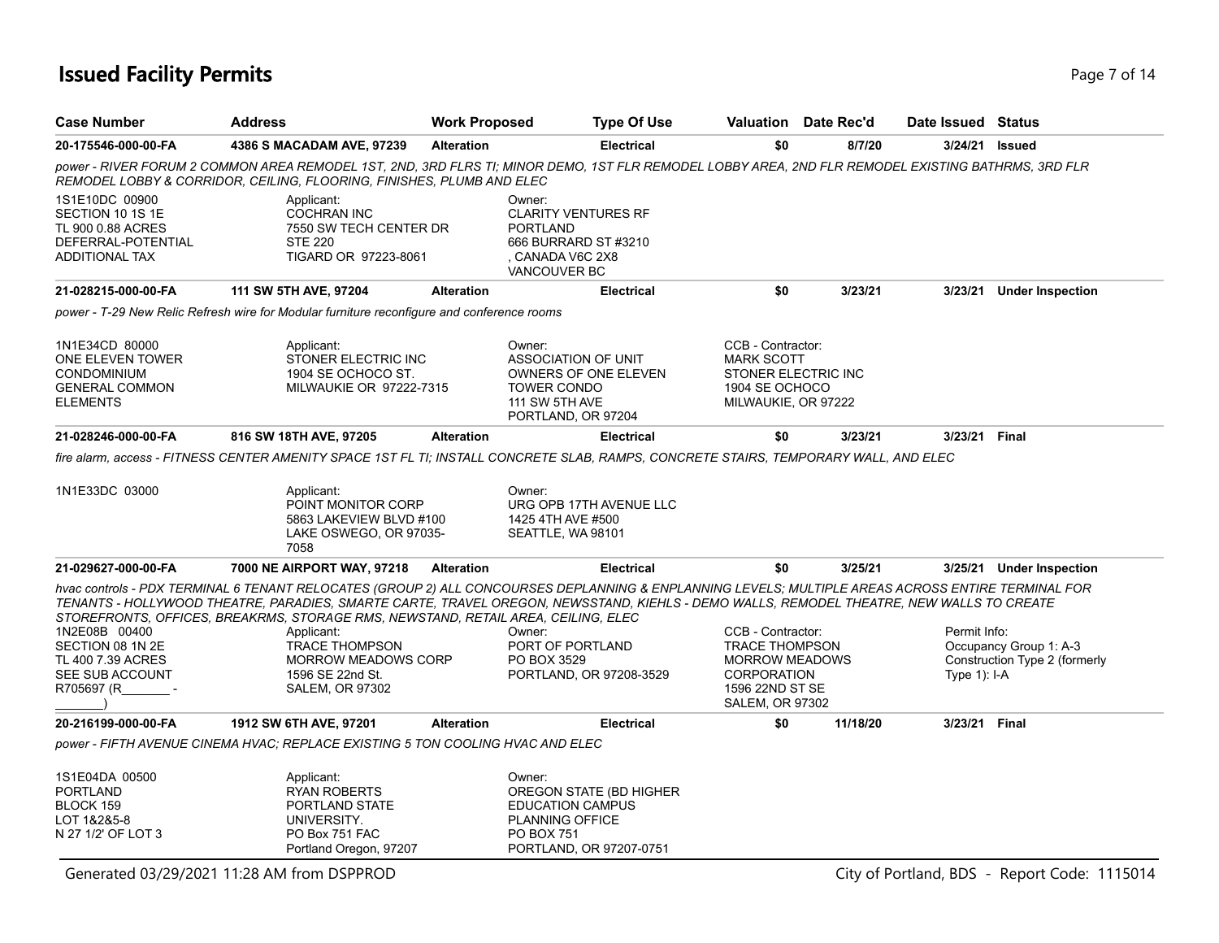# Issued Facility Permits

| Case Number | Address | Work Proposed | Type Of Use | Valuation | Date Rec'd | Date Issued | Status |
|---|---|---|---|---|---|---|---|
| 20-175546-000-00-FA | 4386 S MACADAM AVE, 97239 | Alteration | Electrical | $0 | 8/7/20 | 3/24/21 | Issued |

*power - RIVER FORUM 2 COMMON AREA REMODEL 1ST, 2ND, 3RD FLRS TI; MINOR DEMO, 1ST FLR REMODEL LOBBY AREA, 2ND FLR REMODEL EXISTING BATHRMS, 3RD FLR REMODEL LOBBY & CORRIDOR, CEILING, FLOORING, FINISHES, PLUMB AND ELEC*

1S1E10DC 00900
SECTION 10 1S 1E
TL 900 0.88 ACRES
DEFERRAL-POTENTIAL
ADDITIONAL TAX

Applicant:
COCHRAN INC
7550 SW TECH CENTER DR
STE 220
TIGARD OR 97223-8061

Owner:
CLARITY VENTURES RF
PORTLAND
666 BURRARD ST #3210
, CANADA V6C 2X8
VANCOUVER BC

| Case Number | Address | Work Proposed | Type Of Use | Valuation | Date Rec'd | Date Issued | Status |
|---|---|---|---|---|---|---|---|
| 21-028215-000-00-FA | 111 SW 5TH AVE, 97204 | Alteration | Electrical | $0 | 3/23/21 | 3/23/21 | Under Inspection |

*power - T-29 New Relic Refresh wire for Modular furniture reconfigure and conference rooms*

1N1E34CD 80000
ONE ELEVEN TOWER
CONDOMINIUM
GENERAL COMMON
ELEMENTS

Applicant:
STONER ELECTRIC INC
1904 SE OCHOCO ST.
MILWAUKIE OR 97222-7315

Owner:
ASSOCIATION OF UNIT
OWNERS OF ONE ELEVEN
TOWER CONDO
111 SW 5TH AVE
PORTLAND, OR 97204

CCB - Contractor:
MARK SCOTT
STONER ELECTRIC INC
1904 SE OCHOCO
MILWAUKIE, OR 97222

| Case Number | Address | Work Proposed | Type Of Use | Valuation | Date Rec'd | Date Issued | Status |
|---|---|---|---|---|---|---|---|
| 21-028246-000-00-FA | 816 SW 18TH AVE, 97205 | Alteration | Electrical | $0 | 3/23/21 | 3/23/21 | Final |

*fire alarm, access - FITNESS CENTER AMENITY SPACE 1ST FL TI; INSTALL CONCRETE SLAB, RAMPS, CONCRETE STAIRS, TEMPORARY WALL, AND ELEC*

1N1E33DC 03000

Applicant:
POINT MONITOR CORP
5863 LAKEVIEW BLVD #100
LAKE OSWEGO, OR 97035-7058

Owner:
URG OPB 17TH AVENUE LLC
1425 4TH AVE #500
SEATTLE, WA 98101

| Case Number | Address | Work Proposed | Type Of Use | Valuation | Date Rec'd | Date Issued | Status |
|---|---|---|---|---|---|---|---|
| 21-029627-000-00-FA | 7000 NE AIRPORT WAY, 97218 | Alteration | Electrical | $0 | 3/25/21 | 3/25/21 | Under Inspection |

*hvac controls - PDX TERMINAL 6 TENANT RELOCATES (GROUP 2) ALL CONCOURSES DEPLANNING & ENPLANNING LEVELS; MULTIPLE AREAS ACROSS ENTIRE TERMINAL FOR TENANTS - HOLLYWOOD THEATRE, PARADIES, SMARTE CARTE, TRAVEL OREGON, NEWSSTAND, KIEHLS - DEMO WALLS, REMODEL THEATRE, NEW WALLS TO CREATE STOREFRONTS, OFFICES, BREAKRMS, STORAGE RMS, NEWSTAND, RETAIL AREA, CEILING, ELEC*

1N2E08B 00400
SECTION 08 1N 2E
TL 400 7.39 ACRES
SEE SUB ACCOUNT
R705697 (R_______-_______)

Applicant:
TRACE THOMPSON
MORROW MEADOWS CORP
1596 SE 22nd St.
SALEM, OR 97302

Owner:
PORT OF PORTLAND
PO BOX 3529
PORTLAND, OR 97208-3529

CCB - Contractor:
TRACE THOMPSON
MORROW MEADOWS
CORPORATION
1596 22ND ST SE
SALEM, OR 97302

Permit Info:
Occupancy Group 1: A-3
Construction Type 2 (formerly Type 1): I-A

| Case Number | Address | Work Proposed | Type Of Use | Valuation | Date Rec'd | Date Issued | Status |
|---|---|---|---|---|---|---|---|
| 20-216199-000-00-FA | 1912 SW 6TH AVE, 97201 | Alteration | Electrical | $0 | 11/18/20 | 3/23/21 | Final |

*power - FIFTH AVENUE CINEMA HVAC; REPLACE EXISTING 5 TON COOLING HVAC AND ELEC*

1S1E04DA 00500
PORTLAND
BLOCK 159
LOT 1&2&5-8
N 27 1/2' OF LOT 3

Applicant:
RYAN ROBERTS
PORTLAND STATE
UNIVERSITY.
PO Box 751 FAC
Portland Oregon, 97207

Owner:
OREGON STATE (BD HIGHER
EDUCATION CAMPUS
PLANNING OFFICE
PO BOX 751
PORTLAND, OR 97207-0751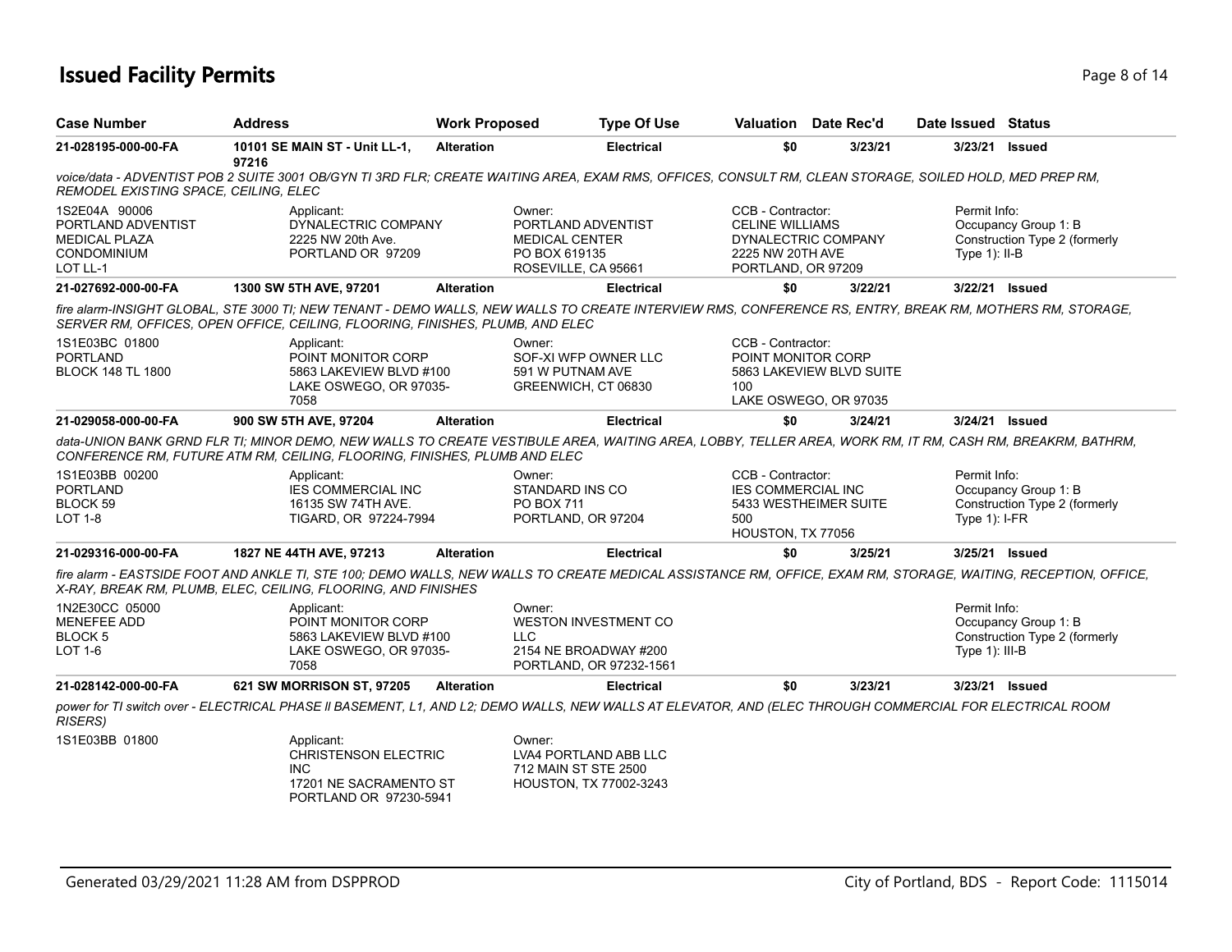# Issued Facility Permits

| Case Number | Address | Work Proposed | Type Of Use | Valuation | Date Rec'd | Date Issued | Status |
|---|---|---|---|---|---|---|---|
| 21-028195-000-00-FA | 10101 SE MAIN ST - Unit LL-1, 97216 | Alteration | Electrical | $0 | 3/23/21 | 3/23/21 | Issued |

*voice/data - ADVENTIST POB 2 SUITE 3001 OB/GYN TI 3RD FLR; CREATE WAITING AREA, EXAM RMS, OFFICES, CONSULT RM, CLEAN STORAGE, SOILED HOLD, MED PREP RM, REMODEL EXISTING SPACE, CEILING, ELEC*

1S2E04A 90006
PORTLAND ADVENTIST MEDICAL PLAZA CONDOMINIUM
LOT LL-1

Applicant:
DYNALECTRIC COMPANY
2225 NW 20th Ave.
PORTLAND OR 97209

Owner:
PORTLAND ADVENTIST MEDICAL CENTER
PO BOX 619135
ROSEVILLE, CA 95661

CCB - Contractor:
CELINE WILLIAMS
DYNALECTRIC COMPANY
2225 NW 20TH AVE
PORTLAND, OR 97209

Permit Info:
Occupancy Group 1: B
Construction Type 2 (formerly Type 1): II-B

| Case Number | Address | Work Proposed | Type Of Use | Valuation | Date Rec'd | Date Issued | Status |
|---|---|---|---|---|---|---|---|
| 21-027692-000-00-FA | 1300 SW 5TH AVE, 97201 | Alteration | Electrical | $0 | 3/22/21 | 3/22/21 | Issued |

*fire alarm-INSIGHT GLOBAL, STE 3000 TI; NEW TENANT - DEMO WALLS, NEW WALLS TO CREATE INTERVIEW RMS, CONFERENCE RS, ENTRY, BREAK RM, MOTHERS RM, STORAGE, SERVER RM, OFFICES, OPEN OFFICE, CEILING, FLOORING, FINISHES, PLUMB, AND ELEC*

1S1E03BC 01800
PORTLAND
BLOCK 148 TL 1800

Applicant:
POINT MONITOR CORP
5863 LAKEVIEW BLVD #100
LAKE OSWEGO, OR 97035-7058

Owner:
SOF-XI WFP OWNER LLC
591 W PUTNAM AVE
GREENWICH, CT 06830

CCB - Contractor:
POINT MONITOR CORP
5863 LAKEVIEW BLVD SUITE 100
LAKE OSWEGO, OR 97035

| Case Number | Address | Work Proposed | Type Of Use | Valuation | Date Rec'd | Date Issued | Status |
|---|---|---|---|---|---|---|---|
| 21-029058-000-00-FA | 900 SW 5TH AVE, 97204 | Alteration | Electrical | $0 | 3/24/21 | 3/24/21 | Issued |

*data-UNION BANK GRND FLR TI; MINOR DEMO, NEW WALLS TO CREATE VESTIBULE AREA, WAITING AREA, LOBBY, TELLER AREA, WORK RM, IT RM, CASH RM, BREAKRM, BATHRM, CONFERENCE RM, FUTURE ATM RM, CEILING, FLOORING, FINISHES, PLUMB AND ELEC*

1S1E03BB 00200
PORTLAND
BLOCK 59
LOT 1-8

Applicant:
IES COMMERCIAL INC
16135 SW 74TH AVE.
TIGARD, OR 97224-7994

Owner:
STANDARD INS CO
PO BOX 711
PORTLAND, OR 97204

CCB - Contractor:
IES COMMERCIAL INC
5433 WESTHEIMER SUITE 500
HOUSTON, TX 77056

Permit Info:
Occupancy Group 1: B
Construction Type 2 (formerly Type 1): I-FR

| Case Number | Address | Work Proposed | Type Of Use | Valuation | Date Rec'd | Date Issued | Status |
|---|---|---|---|---|---|---|---|
| 21-029316-000-00-FA | 1827 NE 44TH AVE, 97213 | Alteration | Electrical | $0 | 3/25/21 | 3/25/21 | Issued |

*fire alarm - EASTSIDE FOOT AND ANKLE TI, STE 100; DEMO WALLS, NEW WALLS TO CREATE MEDICAL ASSISTANCE RM, OFFICE, EXAM RM, STORAGE, WAITING, RECEPTION, OFFICE, X-RAY, BREAK RM, PLUMB, ELEC, CEILING, FLOORING, AND FINISHES*

1N2E30CC 05000
MENEFEE ADD
BLOCK 5
LOT 1-6

Applicant:
POINT MONITOR CORP
5863 LAKEVIEW BLVD #100
LAKE OSWEGO, OR 97035-7058

Owner:
WESTON INVESTMENT CO LLC
2154 NE BROADWAY #200
PORTLAND, OR 97232-1561

Permit Info:
Occupancy Group 1: B
Construction Type 2 (formerly Type 1): III-B

| Case Number | Address | Work Proposed | Type Of Use | Valuation | Date Rec'd | Date Issued | Status |
|---|---|---|---|---|---|---|---|
| 21-028142-000-00-FA | 621 SW MORRISON ST, 97205 | Alteration | Electrical | $0 | 3/23/21 | 3/23/21 | Issued |

*power for TI switch over - ELECTRICAL PHASE ll BASEMENT, L1, AND L2; DEMO WALLS, NEW WALLS AT ELEVATOR, AND (ELEC THROUGH COMMERCIAL FOR ELECTRICAL ROOM RISERS)*

1S1E03BB 01800

Applicant:
CHRISTENSON ELECTRIC INC
17201 NE SACRAMENTO ST
PORTLAND OR 97230-5941

Owner:
LVA4 PORTLAND ABB LLC
712 MAIN ST STE 2500
HOUSTON, TX 77002-3243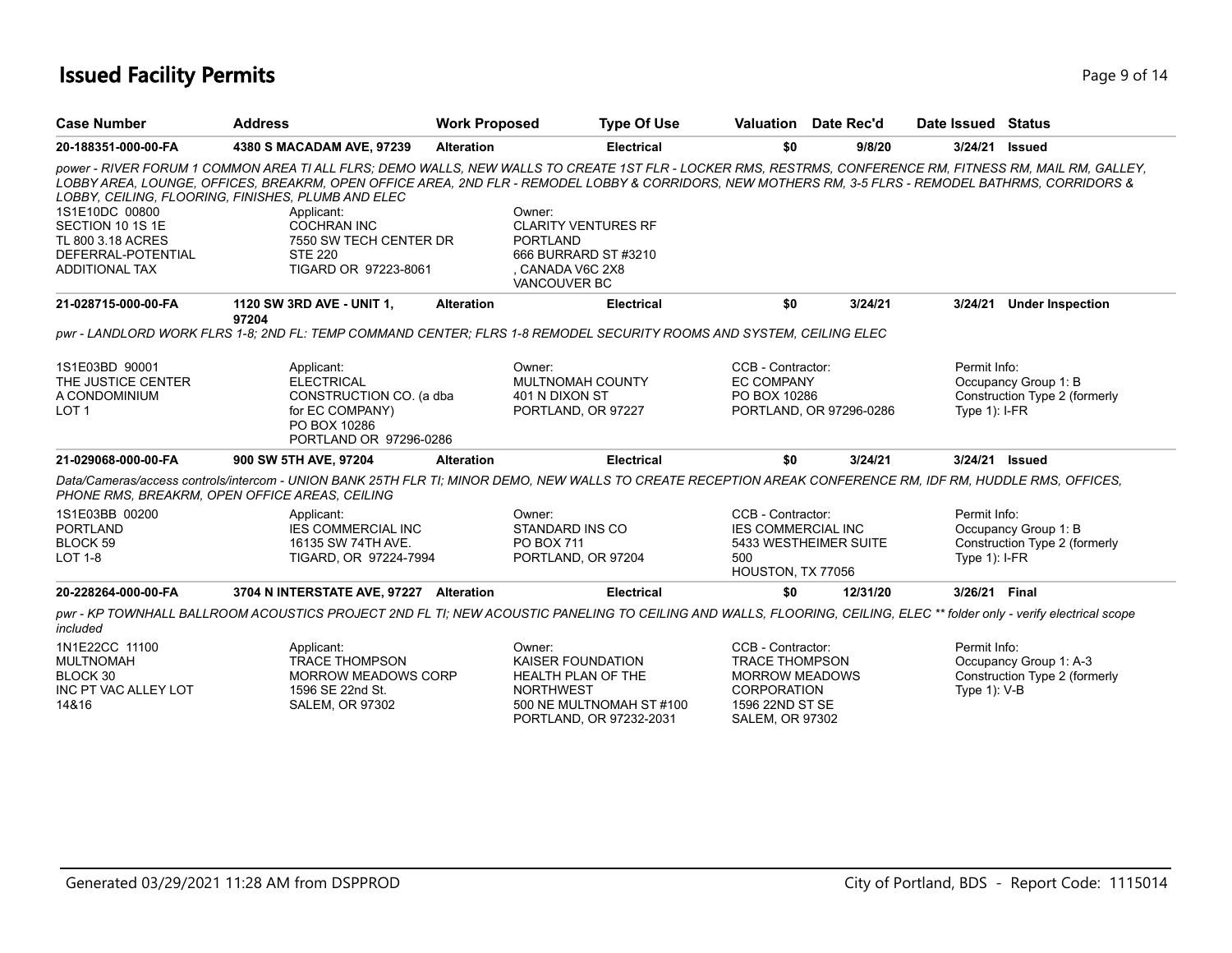# Issued Facility Permits

| Case Number | Address | Work Proposed | Type Of Use | Valuation | Date Rec'd | Date Issued | Status |
|---|---|---|---|---|---|---|---|
| 20-188351-000-00-FA | 4380 S MACADAM AVE, 97239 | Alteration | Electrical | $0 | 9/8/20 | 3/24/21 | Issued |

*power - RIVER FORUM 1 COMMON AREA TI ALL FLRS; DEMO WALLS, NEW WALLS TO CREATE 1ST FLR - LOCKER RMS, RESTRMS, CONFERENCE RM, FITNESS RM, MAIL RM, GALLEY, LOBBY AREA, LOUNGE, OFFICES, BREAKRM, OPEN OFFICE AREA, 2ND FLR - REMODEL LOBBY & CORRIDORS, NEW MOTHERS RM, 3-5 FLRS - REMODEL BATHRMS, CORRIDORS & LOBBY, CEILING, FLOORING, FINISHES, PLUMB AND ELEC*

1S1E10DC 00800
SECTION 10 1S 1E
TL 800 3.18 ACRES
DEFERRAL-POTENTIAL
ADDITIONAL TAX

Applicant:
COCHRAN INC
7550 SW TECH CENTER DR
STE 220
TIGARD OR 97223-8061

Owner:
CLARITY VENTURES RF
PORTLAND
666 BURRARD ST #3210
, CANADA V6C 2X8
VANCOUVER BC

| Case Number | Address | Work Proposed | Type Of Use | Valuation | Date Rec'd | Date Issued | Status |
|---|---|---|---|---|---|---|---|
| 21-028715-000-00-FA | 1120 SW 3RD AVE - UNIT 1, 97204 | Alteration | Electrical | $0 | 3/24/21 | 3/24/21 | Under Inspection |

*pwr - LANDLORD WORK FLRS 1-8; 2ND FL: TEMP COMMAND CENTER; FLRS 1-8 REMODEL SECURITY ROOMS AND SYSTEM, CEILING ELEC*

1S1E03BD 90001
THE JUSTICE CENTER
A CONDOMINIUM
LOT 1

Applicant:
ELECTRICAL
CONSTRUCTION CO. (a dba
for EC COMPANY)
PO BOX 10286
PORTLAND OR 97296-0286

Owner:
MULTNOMAH COUNTY
401 N DIXON ST
PORTLAND, OR 97227

CCB - Contractor:
EC COMPANY
PO BOX 10286
PORTLAND, OR 97296-0286

Permit Info:
Occupancy Group 1: B
Construction Type 2 (formerly Type 1): I-FR

| Case Number | Address | Work Proposed | Type Of Use | Valuation | Date Rec'd | Date Issued | Status |
|---|---|---|---|---|---|---|---|
| 21-029068-000-00-FA | 900 SW 5TH AVE, 97204 | Alteration | Electrical | $0 | 3/24/21 | 3/24/21 | Issued |

*Data/Cameras/access controls/intercom - UNION BANK 25TH FLR TI; MINOR DEMO, NEW WALLS TO CREATE RECEPTION AREAK CONFERENCE RM, IDF RM, HUDDLE RMS, OFFICES, PHONE RMS, BREAKRM, OPEN OFFICE AREAS, CEILING*

1S1E03BB 00200
PORTLAND
BLOCK 59
LOT 1-8

Applicant:
IES COMMERCIAL INC
16135 SW 74TH AVE.
TIGARD, OR 97224-7994

Owner:
STANDARD INS CO
PO BOX 711
PORTLAND, OR 97204

CCB - Contractor:
IES COMMERCIAL INC
5433 WESTHEIMER SUITE 500
HOUSTON, TX 77056

Permit Info:
Occupancy Group 1: B
Construction Type 2 (formerly Type 1): I-FR

| Case Number | Address | Work Proposed | Type Of Use | Valuation | Date Rec'd | Date Issued | Status |
|---|---|---|---|---|---|---|---|
| 20-228264-000-00-FA | 3704 N INTERSTATE AVE, 97227 | Alteration | Electrical | $0 | 12/31/20 | 3/26/21 | Final |

*pwr - KP TOWNHALL BALLROOM ACOUSTICS PROJECT 2ND FL TI; NEW ACOUSTIC PANELING TO CEILING AND WALLS, FLOORING, CEILING, ELEC \*\* folder only - verify electrical scope included*

1N1E22CC 11100
MULTNOMAH
BLOCK 30
INC PT VAC ALLEY LOT
14&16

Applicant:
TRACE THOMPSON
MORROW MEADOWS CORP
1596 SE 22nd St.
SALEM, OR 97302

Owner:
KAISER FOUNDATION
HEALTH PLAN OF THE
NORTHWEST
500 NE MULTNOMAH ST #100
PORTLAND, OR 97232-2031

CCB - Contractor:
TRACE THOMPSON
MORROW MEADOWS
CORPORATION
1596 22ND ST SE
SALEM, OR 97302

Permit Info:
Occupancy Group 1: A-3
Construction Type 2 (formerly Type 1): V-B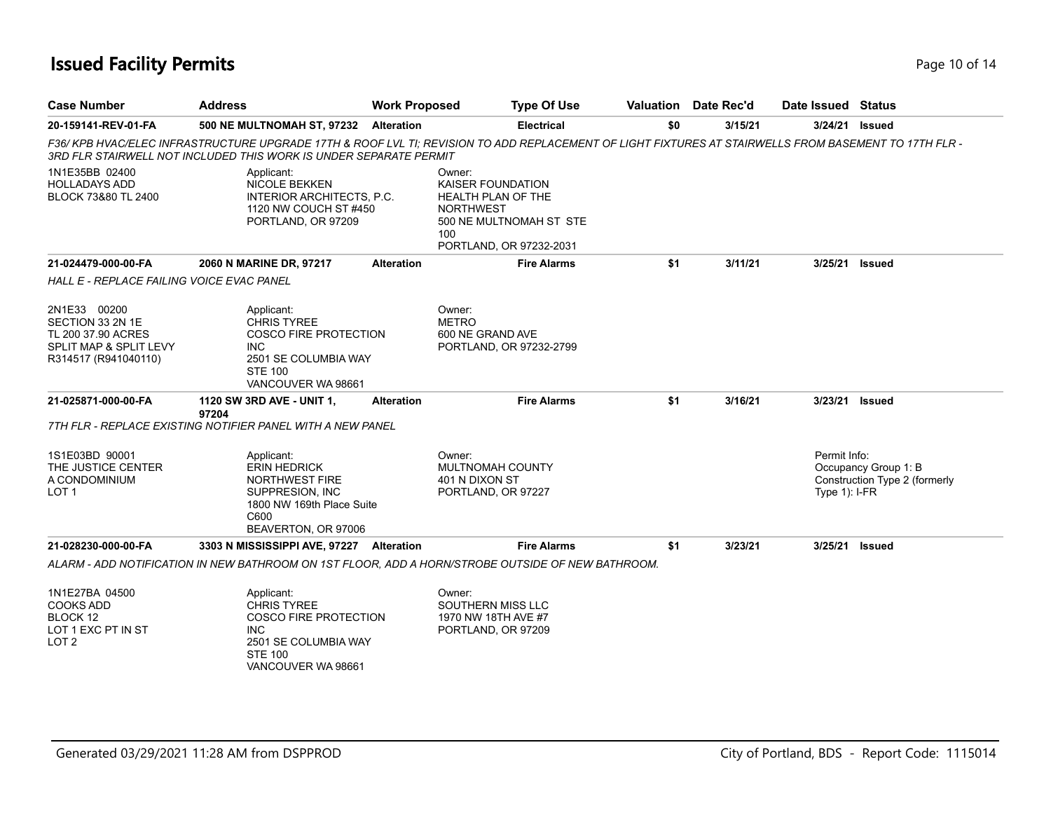# Issued Facility Permits

| Case Number | Address | Work Proposed | Type Of Use | Valuation | Date Rec'd | Date Issued | Status |
|---|---|---|---|---|---|---|---|
| **20-159141-REV-01-FA** | **500 NE MULTNOMAH ST, 97232** | **Alteration** | **Electrical** | **$0** | **3/15/21** | **3/24/21** | **Issued** |

*F36/ KPB HVAC/ELEC INFRASTRUCTURE UPGRADE 17TH & ROOF LVL TI; REVISION TO ADD REPLACEMENT OF LIGHT FIXTURES AT STAIRWELLS FROM BASEMENT TO 17TH FLR - 3RD FLR STAIRWELL NOT INCLUDED THIS WORK IS UNDER SEPARATE PERMIT*

1N1E35BB 02400
HOLLADAYS ADD
BLOCK 73&80 TL 2400

Applicant:
NICOLE BEKKEN
INTERIOR ARCHITECTS, P.C.
1120 NW COUCH ST #450
PORTLAND, OR 97209

Owner:
KAISER FOUNDATION
HEALTH PLAN OF THE
NORTHWEST
500 NE MULTNOMAH ST STE
100
PORTLAND, OR 97232-2031

| Case Number | Address | Work Proposed | Type Of Use | Valuation | Date Rec'd | Date Issued | Status |
|---|---|---|---|---|---|---|---|
| **21-024479-000-00-FA** | **2060 N MARINE DR, 97217** | **Alteration** | **Fire Alarms** | **$1** | **3/11/21** | **3/25/21** | **Issued** |

*HALL E - REPLACE FAILING VOICE EVAC PANEL*

2N1E33 00200
SECTION 33 2N 1E
TL 200 37.90 ACRES
SPLIT MAP & SPLIT LEVY
R314517 (R941040110)

Applicant:
CHRIS TYREE
COSCO FIRE PROTECTION
INC
2501 SE COLUMBIA WAY
STE 100
VANCOUVER WA 98661

Owner:
METRO
600 NE GRAND AVE
PORTLAND, OR 97232-2799

| Case Number | Address | Work Proposed | Type Of Use | Valuation | Date Rec'd | Date Issued | Status |
|---|---|---|---|---|---|---|---|
| **21-025871-000-00-FA** | **1120 SW 3RD AVE - UNIT 1, 97204** | **Alteration** | **Fire Alarms** | **$1** | **3/16/21** | **3/23/21** | **Issued** |

*7TH FLR - REPLACE EXISTING NOTIFIER PANEL WITH A NEW PANEL*

1S1E03BD 90001
THE JUSTICE CENTER
A CONDOMINIUM
LOT 1

Applicant:
ERIN HEDRICK
NORTHWEST FIRE
SUPPRESION, INC
1800 NW 169th Place Suite
C600
BEAVERTON, OR 97006

Owner:
MULTNOMAH COUNTY
401 N DIXON ST
PORTLAND, OR 97227

Permit Info:
Occupancy Group 1: B
Construction Type 2 (formerly Type 1): I-FR

| Case Number | Address | Work Proposed | Type Of Use | Valuation | Date Rec'd | Date Issued | Status |
|---|---|---|---|---|---|---|---|
| **21-028230-000-00-FA** | **3303 N MISSISSIPPI AVE, 97227** | **Alteration** | **Fire Alarms** | **$1** | **3/23/21** | **3/25/21** | **Issued** |

*ALARM - ADD NOTIFICATION IN NEW BATHROOM ON 1ST FLOOR, ADD A HORN/STROBE OUTSIDE OF NEW BATHROOM.*

1N1E27BA 04500
COOKS ADD
BLOCK 12
LOT 1 EXC PT IN ST
LOT 2

Applicant:
CHRIS TYREE
COSCO FIRE PROTECTION
INC
2501 SE COLUMBIA WAY
STE 100
VANCOUVER WA 98661

Owner:
SOUTHERN MISS LLC
1970 NW 18TH AVE #7
PORTLAND, OR 97209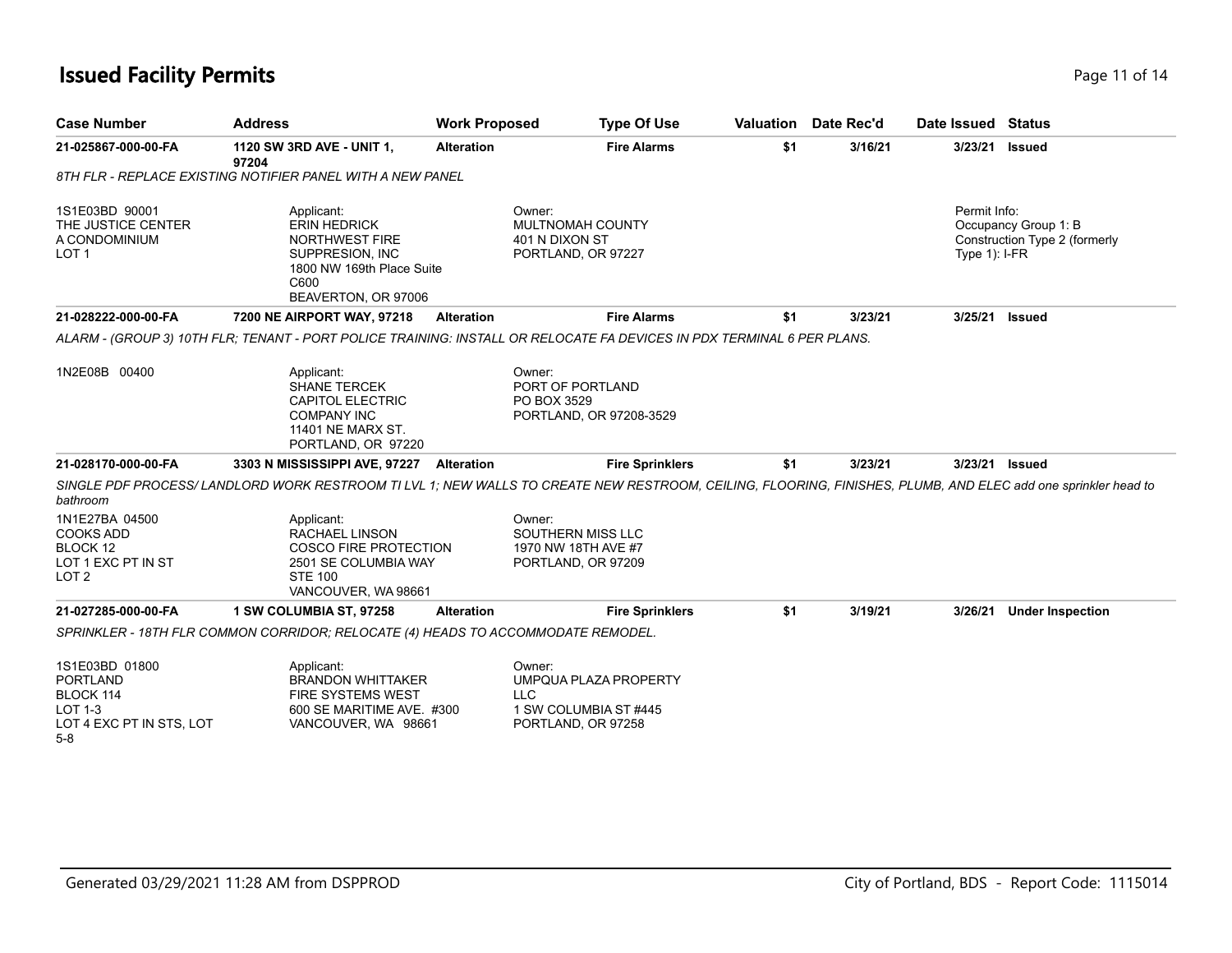# Issued Facility Permits

| Case Number | Address | Work Proposed | Type Of Use | Valuation | Date Rec'd | Date Issued | Status |
|---|---|---|---|---|---|---|---|
| 21-025867-000-00-FA | 1120 SW 3RD AVE - UNIT 1, 97204 | Alteration | Fire Alarms | $1 | 3/16/21 | 3/23/21 | Issued |

*8TH FLR - REPLACE EXISTING NOTIFIER PANEL WITH A NEW PANEL*

1S1E03BD 90001
THE JUSTICE CENTER
A CONDOMINIUM
LOT 1

Applicant:
ERIN HEDRICK
NORTHWEST FIRE SUPPRESION, INC
1800 NW 169th Place Suite C600
BEAVERTON, OR 97006

Owner:
MULTNOMAH COUNTY
401 N DIXON ST
PORTLAND, OR 97227

Permit Info:
Occupancy Group 1: B
Construction Type 2 (formerly Type 1): I-FR

| Case Number | Address | Work Proposed | Type Of Use | Valuation | Date Rec'd | Date Issued | Status |
|---|---|---|---|---|---|---|---|
| 21-028222-000-00-FA | 7200 NE AIRPORT WAY, 97218 | Alteration | Fire Alarms | $1 | 3/23/21 | 3/25/21 | Issued |

*ALARM - (GROUP 3) 10TH FLR; TENANT - PORT POLICE TRAINING: INSTALL OR RELOCATE FA DEVICES IN PDX TERMINAL 6 PER PLANS.*

1N2E08B 00400

Applicant:
SHANE TERCEK
CAPITOL ELECTRIC COMPANY INC
11401 NE MARX ST.
PORTLAND, OR 97220

Owner:
PORT OF PORTLAND
PO BOX 3529
PORTLAND, OR 97208-3529

| Case Number | Address | Work Proposed | Type Of Use | Valuation | Date Rec'd | Date Issued | Status |
|---|---|---|---|---|---|---|---|
| 21-028170-000-00-FA | 3303 N MISSISSIPPI AVE, 97227 | Alteration | Fire Sprinklers | $1 | 3/23/21 | 3/23/21 | Issued |

*SINGLE PDF PROCESS/ LANDLORD WORK RESTROOM TI LVL 1; NEW WALLS TO CREATE NEW RESTROOM, CEILING, FLOORING, FINISHES, PLUMB, AND ELEC add one sprinkler head to bathroom*

1N1E27BA 04500
COOKS ADD
BLOCK 12
LOT 1 EXC PT IN ST
LOT 2

Applicant:
RACHAEL LINSON
COSCO FIRE PROTECTION
2501 SE COLUMBIA WAY
STE 100
VANCOUVER, WA 98661

Owner:
SOUTHERN MISS LLC
1970 NW 18TH AVE #7
PORTLAND, OR 97209

| Case Number | Address | Work Proposed | Type Of Use | Valuation | Date Rec'd | Date Issued | Status |
|---|---|---|---|---|---|---|---|
| 21-027285-000-00-FA | 1 SW COLUMBIA ST, 97258 | Alteration | Fire Sprinklers | $1 | 3/19/21 | 3/26/21 | Under Inspection |

*SPRINKLER - 18TH FLR COMMON CORRIDOR; RELOCATE (4) HEADS TO ACCOMMODATE REMODEL.*

1S1E03BD 01800
PORTLAND
BLOCK 114
LOT 1-3
LOT 4 EXC PT IN STS, LOT 5-8

Applicant:
BRANDON WHITTAKER
FIRE SYSTEMS WEST
600 SE MARITIME AVE. #300
VANCOUVER, WA 98661

Owner:
UMPQUA PLAZA PROPERTY LLC
1 SW COLUMBIA ST #445
PORTLAND, OR 97258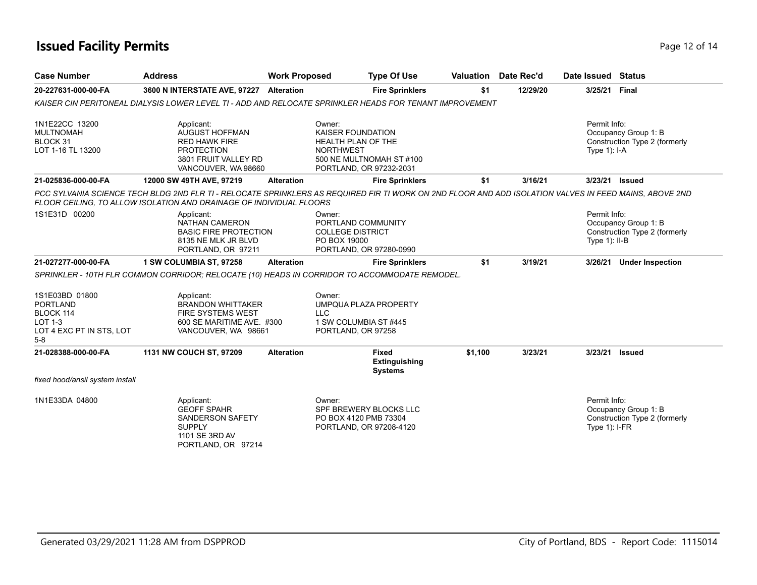# Issued Facility Permits

| Case Number | Address | Work Proposed | Type Of Use | Valuation | Date Rec'd | Date Issued | Status |
|---|---|---|---|---|---|---|---|
| 20-227631-000-00-FA | 3600 N INTERSTATE AVE, 97227 | Alteration | Fire Sprinklers | $1 | 12/29/20 | 3/25/21 | Final |

*KAISER CIN PERITONEAL DIALYSIS LOWER LEVEL TI - ADD AND RELOCATE SPRINKLER HEADS FOR TENANT IMPROVEMENT*

1N1E22CC 13200
MULTNOMAH
BLOCK 31
LOT 1-16 TL 13200

Applicant:
AUGUST HOFFMAN
RED HAWK FIRE PROTECTION
3801 FRUIT VALLEY RD
VANCOUVER, WA 98660

Owner:
KAISER FOUNDATION HEALTH PLAN OF THE NORTHWEST
500 NE MULTNOMAH ST #100
PORTLAND, OR 97232-2031

Permit Info:
Occupancy Group 1: B
Construction Type 2 (formerly Type 1): I-A

| Case Number | Address | Work Proposed | Type Of Use | Valuation | Date Rec'd | Date Issued | Status |
|---|---|---|---|---|---|---|---|
| 21-025836-000-00-FA | 12000 SW 49TH AVE, 97219 | Alteration | Fire Sprinklers | $1 | 3/16/21 | 3/23/21 | Issued |

*PCC SYLVANIA SCIENCE TECH BLDG 2ND FLR TI - RELOCATE SPRINKLERS AS REQUIRED FIR TI WORK ON 2ND FLOOR AND ADD ISOLATION VALVES IN FEED MAINS, ABOVE 2ND FLOOR CEILING, TO ALLOW ISOLATION AND DRAINAGE OF INDIVIDUAL FLOORS*

1S1E31D 00200

Applicant:
NATHAN CAMERON
BASIC FIRE PROTECTION
8135 NE MLK JR BLVD
PORTLAND, OR 97211

Owner:
PORTLAND COMMUNITY COLLEGE DISTRICT
PO BOX 19000
PORTLAND, OR 97280-0990

Permit Info:
Occupancy Group 1: B
Construction Type 2 (formerly Type 1): II-B

| Case Number | Address | Work Proposed | Type Of Use | Valuation | Date Rec'd | Date Issued | Status |
|---|---|---|---|---|---|---|---|
| 21-027277-000-00-FA | 1 SW COLUMBIA ST, 97258 | Alteration | Fire Sprinklers | $1 | 3/19/21 | 3/26/21 | Under Inspection |

*SPRINKLER - 10TH FLR COMMON CORRIDOR; RELOCATE (10) HEADS IN CORRIDOR TO ACCOMMODATE REMODEL.*

1S1E03BD 01800
PORTLAND
BLOCK 114
LOT 1-3
LOT 4 EXC PT IN STS, LOT 5-8

Applicant:
BRANDON WHITTAKER
FIRE SYSTEMS WEST
600 SE MARITIME AVE. #300
VANCOUVER, WA 98661

Owner:
UMPQUA PLAZA PROPERTY LLC
1 SW COLUMBIA ST #445
PORTLAND, OR 97258

| Case Number | Address | Work Proposed | Type Of Use | Valuation | Date Rec'd | Date Issued | Status |
|---|---|---|---|---|---|---|---|
| 21-028388-000-00-FA | 1131 NW COUCH ST, 97209 | Alteration | Fixed Extinguishing Systems | $1,100 | 3/23/21 | 3/23/21 | Issued |

*fixed hood/ansil system install*

1N1E33DA 04800

Applicant:
GEOFF SPAHR
SANDERSON SAFETY SUPPLY
1101 SE 3RD AV
PORTLAND, OR 97214

Owner:
SPF BREWERY BLOCKS LLC
PO BOX 4120 PMB 73304
PORTLAND, OR 97208-4120

Permit Info:
Occupancy Group 1: B
Construction Type 2 (formerly Type 1): I-FR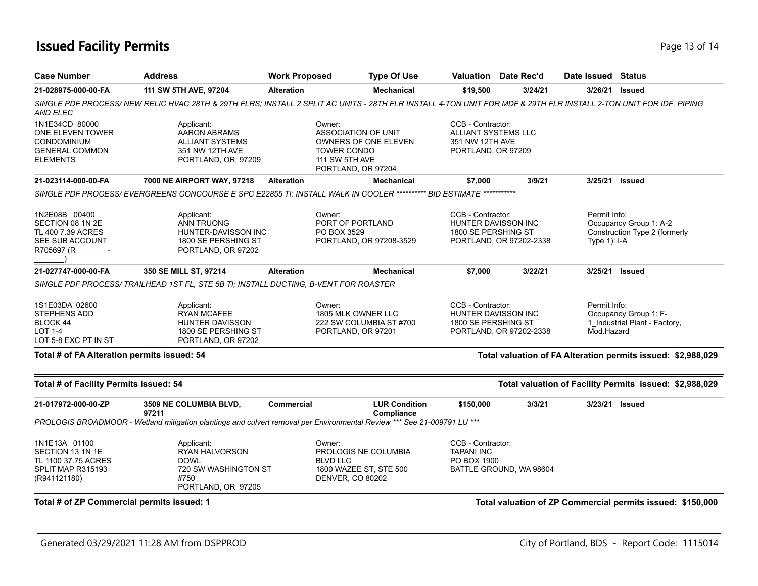# Issued Facility Permits

| Case Number | Address | Work Proposed | Type Of Use | Valuation | Date Rec'd | Date Issued | Status |
|---|---|---|---|---|---|---|---|
| **21-028975-000-00-FA** | **111 SW 5TH AVE, 97204** | **Alteration** | **Mechanical** | **$19,500** | **3/24/21** | **3/26/21** | **Issued** |

*SINGLE PDF PROCESS/ NEW RELIC HVAC 28TH & 29TH FLRS; INSTALL 2 SPLIT AC UNITS - 28TH FLR INSTALL 4-TON UNIT FOR MDF & 29TH FLR INSTALL 2-TON UNIT FOR IDF, PIPING AND ELEC*

1N1E34CD 80000
ONE ELEVEN TOWER CONDOMINIUM
GENERAL COMMON ELEMENTS

Applicant:
AARON ABRAMS
ALLIANT SYSTEMS
351 NW 12TH AVE
PORTLAND, OR 97209

Owner:
ASSOCIATION OF UNIT OWNERS OF ONE ELEVEN TOWER CONDO
111 SW 5TH AVE
PORTLAND, OR 97204

CCB - Contractor:
ALLIANT SYSTEMS LLC
351 NW 12TH AVE
PORTLAND, OR 97209

| Case Number | Address | Work Proposed | Type Of Use | Valuation | Date Rec'd | Date Issued | Status |
|---|---|---|---|---|---|---|---|
| **21-023114-000-00-FA** | **7000 NE AIRPORT WAY, 97218** | **Alteration** | **Mechanical** | **$7,000** | **3/9/21** | **3/25/21** | **Issued** |

*SINGLE PDF PROCESS/ EVERGREENS CONCOURSE E SPC E22855 TI; INSTALL WALK IN COOLER \*\*\*\*\*\*\*\*\*\* BID ESTIMATE \*\*\*\*\*\*\*\*\*\*\**

1N2E08B 00400
SECTION 08 1N 2E
TL 400 7.39 ACRES
SEE SUB ACCOUNT R705697 (R_______ - _______)

Applicant:
ANN TRUONG
HUNTER-DAVISSON INC
1800 SE PERSHING ST
PORTLAND, OR 97202

Owner:
PORT OF PORTLAND
PO BOX 3529
PORTLAND, OR 97208-3529

CCB - Contractor:
HUNTER DAVISSON INC
1800 SE PERSHING ST
PORTLAND, OR 97202-2338

Permit Info:
Occupancy Group 1: A-2
Construction Type 2 (formerly Type 1): I-A

| Case Number | Address | Work Proposed | Type Of Use | Valuation | Date Rec'd | Date Issued | Status |
|---|---|---|---|---|---|---|---|
| **21-027747-000-00-FA** | **350 SE MILL ST, 97214** | **Alteration** | **Mechanical** | **$7,000** | **3/22/21** | **3/25/21** | **Issued** |

*SINGLE PDF PROCESS/ TRAILHEAD 1ST FL, STE 5B TI; INSTALL DUCTING, B-VENT FOR ROASTER*

1S1E03DA 02600
STEPHENS ADD
BLOCK 44
LOT 1-4
LOT 5-8 EXC PT IN ST

Applicant:
RYAN MCAFEE
HUNTER DAVISSON
1800 SE PERSHING ST
PORTLAND, OR 97202

Owner:
1805 MLK OWNER LLC
222 SW COLUMBIA ST #700
PORTLAND, OR 97201

CCB - Contractor:
HUNTER DAVISSON INC
1800 SE PERSHING ST
PORTLAND, OR 97202-2338

Permit Info:
Occupancy Group 1: F-1_Industrial Plant - Factory, Mod.Hazard

**Total # of FA Alteration permits issued: 54** — **Total valuation of FA Alteration permits issued: $2,988,029**

**Total # of Facility Permits issued: 54** — **Total valuation of Facility Permits issued: $2,988,029**

| Case Number | Address | Work Proposed | Type Of Use | Valuation | Date Rec'd | Date Issued | Status |
|---|---|---|---|---|---|---|---|
| **21-017972-000-00-ZP** | **3509 NE COLUMBIA BLVD, 97211** | **Commercial** | **LUR Condition Compliance** | **$150,000** | **3/3/21** | **3/23/21** | **Issued** |

*PROLOGIS BROADMOOR - Wetland mitigation plantings and culvert removal per Environmental Review \*\*\* See 21-009791 LU \*\*\**

1N1E13A 01100
SECTION 13 1N 1E
TL 1100 37.75 ACRES
SPLIT MAP R315193 (R941121180)

Applicant:
RYAN HALVORSON
DOWL
720 SW WASHINGTON ST #750
PORTLAND, OR 97205

Owner:
PROLOGIS NE COLUMBIA BLVD LLC
1800 WAZEE ST, STE 500
DENVER, CO 80202

CCB - Contractor:
TAPANI INC
PO BOX 1900
BATTLE GROUND, WA 98604

**Total # of ZP Commercial permits issued: 1** — **Total valuation of ZP Commercial permits issued: $150,000**

Generated 03/29/2021 11:28 AM from DSPPROD — City of Portland, BDS - Report Code: 1115014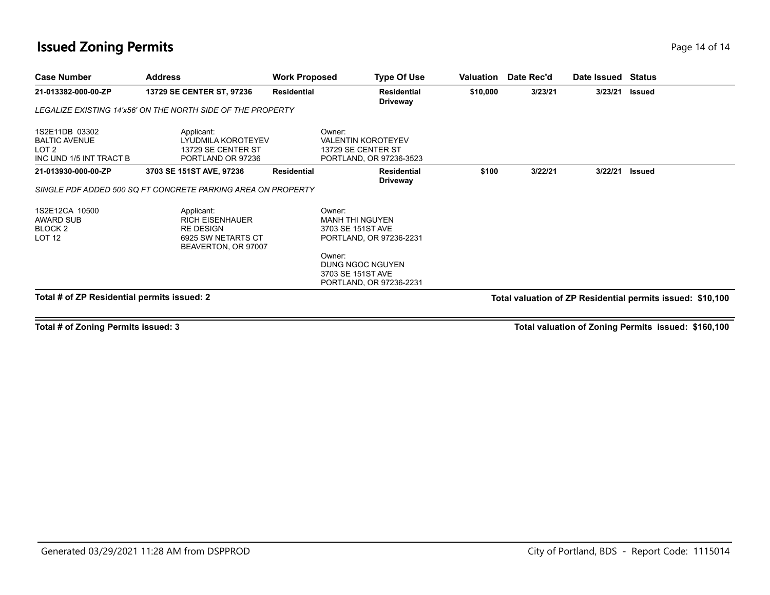# Issued Zoning Permits

| Case Number | Address | Work Proposed | Type Of Use | Valuation | Date Rec'd | Date Issued | Status |
|---|---|---|---|---|---|---|---|
| **21-013382-000-00-ZP** | **13729 SE CENTER ST, 97236** | **Residential** | **Residential Driveway** | **$10,000** | **3/23/21** | **3/23/21** | **Issued** |
| *LEGALIZE EXISTING 14'x56' ON THE NORTH SIDE OF THE PROPERTY* | | | | | | | |
| 1S2E11DB 03302<br>BALTIC AVENUE<br>LOT 2<br>INC UND 1/5 INT TRACT B | Applicant:<br>LYUDMILA KOROTEYEV<br>13729 SE CENTER ST<br>PORTLAND OR 97236 | | Owner:<br>VALENTIN KOROTEYEV<br>13729 SE CENTER ST<br>PORTLAND, OR 97236-3523 | | | | |
| **21-013930-000-00-ZP** | **3703 SE 151ST AVE, 97236** | **Residential** | **Residential Driveway** | **$100** | **3/22/21** | **3/22/21** | **Issued** |
| *SINGLE PDF ADDED 500 SQ FT CONCRETE PARKING AREA ON PROPERTY* | | | | | | | |
| 1S2E12CA 10500<br>AWARD SUB<br>BLOCK 2<br>LOT 12 | Applicant:<br>RICH EISENHAUER<br>RE DESIGN<br>6925 SW NETARTS CT<br>BEAVERTON, OR 97007 | | Owner:<br>MANH THI NGUYEN<br>3703 SE 151ST AVE<br>PORTLAND, OR 97236-2231<br><br>Owner:<br>DUNG NGOC NGUYEN<br>3703 SE 151ST AVE<br>PORTLAND, OR 97236-2231 | | | | |

**Total # of ZP Residential permits issued: 2**

**Total valuation of ZP Residential permits issued: $10,100**

**Total # of Zoning Permits issued: 3**

**Total valuation of Zoning Permits issued: $160,100**